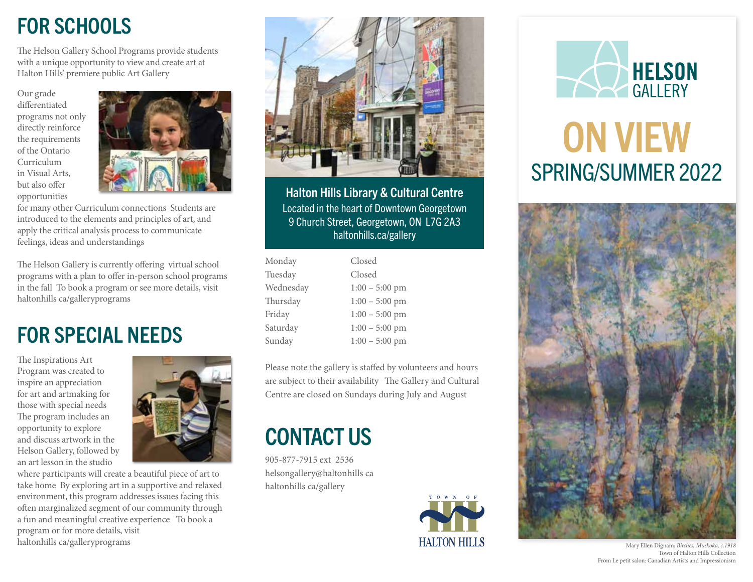# FOR SCHOOLS

The Helson Gallery School Programs provide students with a unique opportunity to view and create art at Halton Hills' premiere public Art Gallery

Our grade differentiated programs not only directly reinforce the requirements of the Ontario Curriculum in Visual Arts, but also offer opportunities for many other Curriculum connections Students are introduced to the elements and principles of art, and apply the critical analysis process to communicate feelings, ideas and understandings

The Helson Gallery is currently offering virtual school programs with a plan to offer in-person school programs in the fall To book a program or see more details, visit haltonhills ca/galleryprograms

# FOR SPECIAL NEEDS

The Inspirations Art Program was created to inspire an appreciation for art and artmaking for those with special needs The program includes an opportunity to explore and discuss artwork in the Helson Gallery, followed by an art lesson in the studio where participants will create a beautiful piece of art to take home By exploring art in a supportive and relaxed environment, this program addresses issues facing this often marginalized segment of our community through a fun and meaningful creative experience To book a program or for more details, visit haltonhills ca/galleryprograms

**Halton Hills Library & Cultural Centre**
Located in the heart of Downtown Georgetown
9 Church Street, Georgetown, ON L7G 2A3
haltonhills.ca/gallery

| | |
|---|---|
| Monday | Closed |
| Tuesday | Closed |
| Wednesday | 1:00 – 5:00 pm |
| Thursday | 1:00 – 5:00 pm |
| Friday | 1:00 – 5:00 pm |
| Saturday | 1:00 – 5:00 pm |
| Sunday | 1:00 – 5:00 pm |

Please note the gallery is staffed by volunteers and hours are subject to their availability The Gallery and Cultural Centre are closed on Sundays during July and August

# CONTACT US

905-877-7915 ext 2536
helsongallery@haltonhills ca
haltonhills ca/gallery

TOWN OF HALTON HILLS

HELSON GALLERY

# ON VIEW
## SPRING/SUMMER 2022

Mary Ellen Dignam; *Birches, Muskoka, c.1918*
Town of Halton Hills Collection
From Le petit salon: Canadian Artists and Impressionism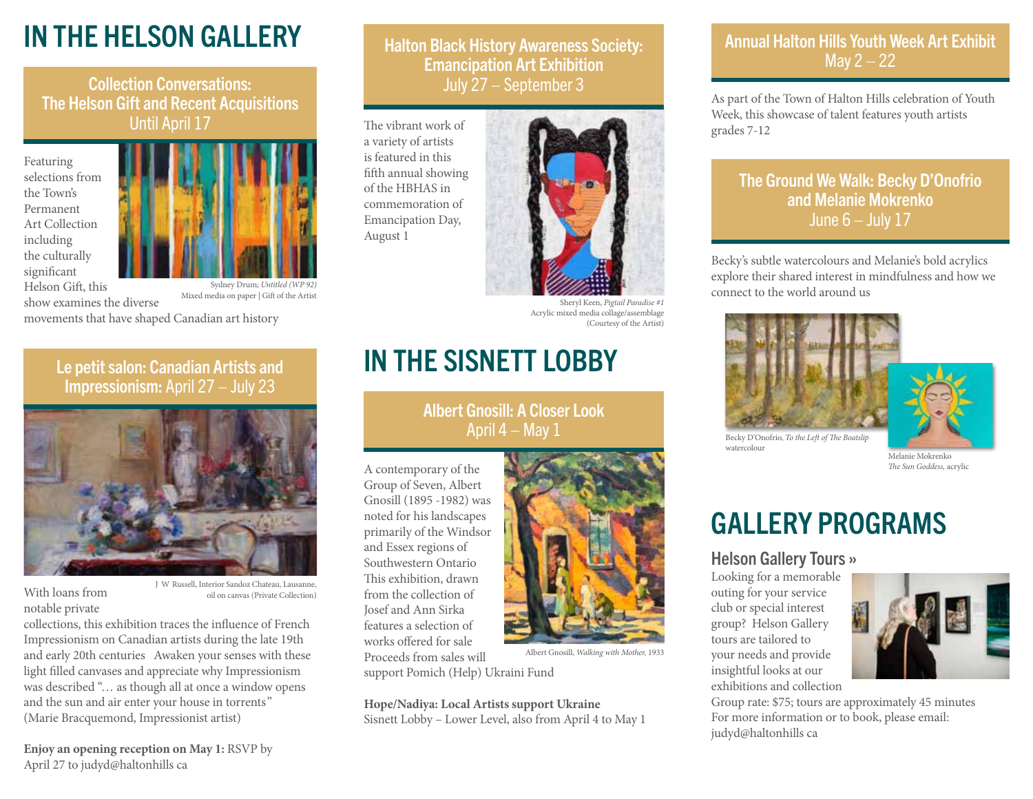# IN THE HELSON GALLERY

## Collection Conversations: The Helson Gift and Recent Acquisitions
Until April 17

Featuring selections from the Town's Permanent Art Collection including the culturally significant Helson Gift, this show examines the diverse movements that have shaped Canadian art history

Sydney Drum; *Untitled (WP 92)*
Mixed media on paper | Gift of the Artist

## Le petit salon: Canadian Artists and Impressionism: April 27 – July 23

J W Russell, Interior Sandoz Chateau, Lausanne, oil on canvas (Private Collection)

With loans from notable private collections, this exhibition traces the influence of French Impressionism on Canadian artists during the late 19th and early 20th centuries Awaken your senses with these light filled canvases and appreciate why Impressionism was described "… as though all at once a window opens and the sun and air enter your house in torrents" (Marie Bracquemond, Impressionist artist)

**Enjoy an opening reception on May 1:** RSVP by April 27 to judyd@haltonhills ca

## Halton Black History Awareness Society: Emancipation Art Exhibition
July 27 – September 3

The vibrant work of a variety of artists is featured in this fifth annual showing of the HBHAS in commemoration of Emancipation Day, August 1

Sheryl Keen, *Pigtail Paradise #1*
Acrylic mixed media collage/assemblage
(Courtesy of the Artist)

# IN THE SISNETT LOBBY

## Albert Gnosill: A Closer Look
April 4 – May 1

A contemporary of the Group of Seven, Albert Gnosill (1895 -1982) was noted for his landscapes primarily of the Windsor and Essex regions of Southwestern Ontario This exhibition, drawn from the collection of Josef and Ann Sirka features a selection of works offered for sale Proceeds from sales will support Pomich (Help) Ukraini Fund

Albert Gnosill, *Walking with Mother*, 1933

**Hope/Nadiya: Local Artists support Ukraine**
Sisnett Lobby – Lower Level, also from April 4 to May 1

## Annual Halton Hills Youth Week Art Exhibit
May 2 – 22

As part of the Town of Halton Hills celebration of Youth Week, this showcase of talent features youth artists grades 7-12

## The Ground We Walk: Becky D'Onofrio and Melanie Mokrenko
June 6 – July 17

Becky's subtle watercolours and Melanie's bold acrylics explore their shared interest in mindfulness and how we connect to the world around us

Becky D'Onofrio, *To the Left of The Boatslip*
watercolour

Melanie Mokrenko
*The Sun Goddess*, acrylic

# GALLERY PROGRAMS

## Helson Gallery Tours »

Looking for a memorable outing for your service club or special interest group? Helson Gallery tours are tailored to your needs and provide insightful looks at our exhibitions and collection

Group rate: $75; tours are approximately 45 minutes
For more information or to book, please email: judyd@haltonhills ca